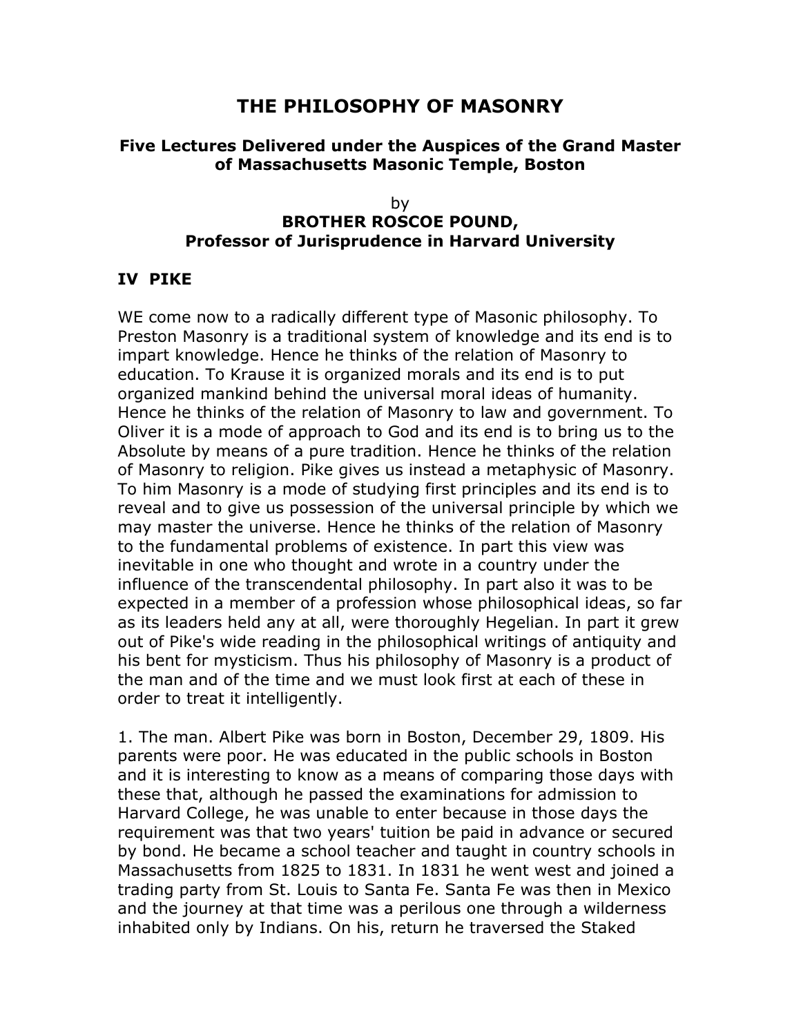# THE PHILOSOPHY OF MASONRY

### Five Lectures Delivered under the Auspices of the Grand Master of Massachusetts Masonic Temple, Boston

by

**BROTHER ROSCOE POUND,**
**Professor of Jurisprudence in Harvard University**

## IV PIKE

WE come now to a radically different type of Masonic philosophy. To Preston Masonry is a traditional system of knowledge and its end is to impart knowledge. Hence he thinks of the relation of Masonry to education. To Krause it is organized morals and its end is to put organized mankind behind the universal moral ideas of humanity. Hence he thinks of the relation of Masonry to law and government. To Oliver it is a mode of approach to God and its end is to bring us to the Absolute by means of a pure tradition. Hence he thinks of the relation of Masonry to religion. Pike gives us instead a metaphysic of Masonry. To him Masonry is a mode of studying first principles and its end is to reveal and to give us possession of the universal principle by which we may master the universe. Hence he thinks of the relation of Masonry to the fundamental problems of existence. In part this view was inevitable in one who thought and wrote in a country under the influence of the transcendental philosophy. In part also it was to be expected in a member of a profession whose philosophical ideas, so far as its leaders held any at all, were thoroughly Hegelian. In part it grew out of Pike's wide reading in the philosophical writings of antiquity and his bent for mysticism. Thus his philosophy of Masonry is a product of the man and of the time and we must look first at each of these in order to treat it intelligently.

1. The man. Albert Pike was born in Boston, December 29, 1809. His parents were poor. He was educated in the public schools in Boston and it is interesting to know as a means of comparing those days with these that, although he passed the examinations for admission to Harvard College, he was unable to enter because in those days the requirement was that two years' tuition be paid in advance or secured by bond. He became a school teacher and taught in country schools in Massachusetts from 1825 to 1831. In 1831 he went west and joined a trading party from St. Louis to Santa Fe. Santa Fe was then in Mexico and the journey at that time was a perilous one through a wilderness inhabited only by Indians. On his, return he traversed the Staked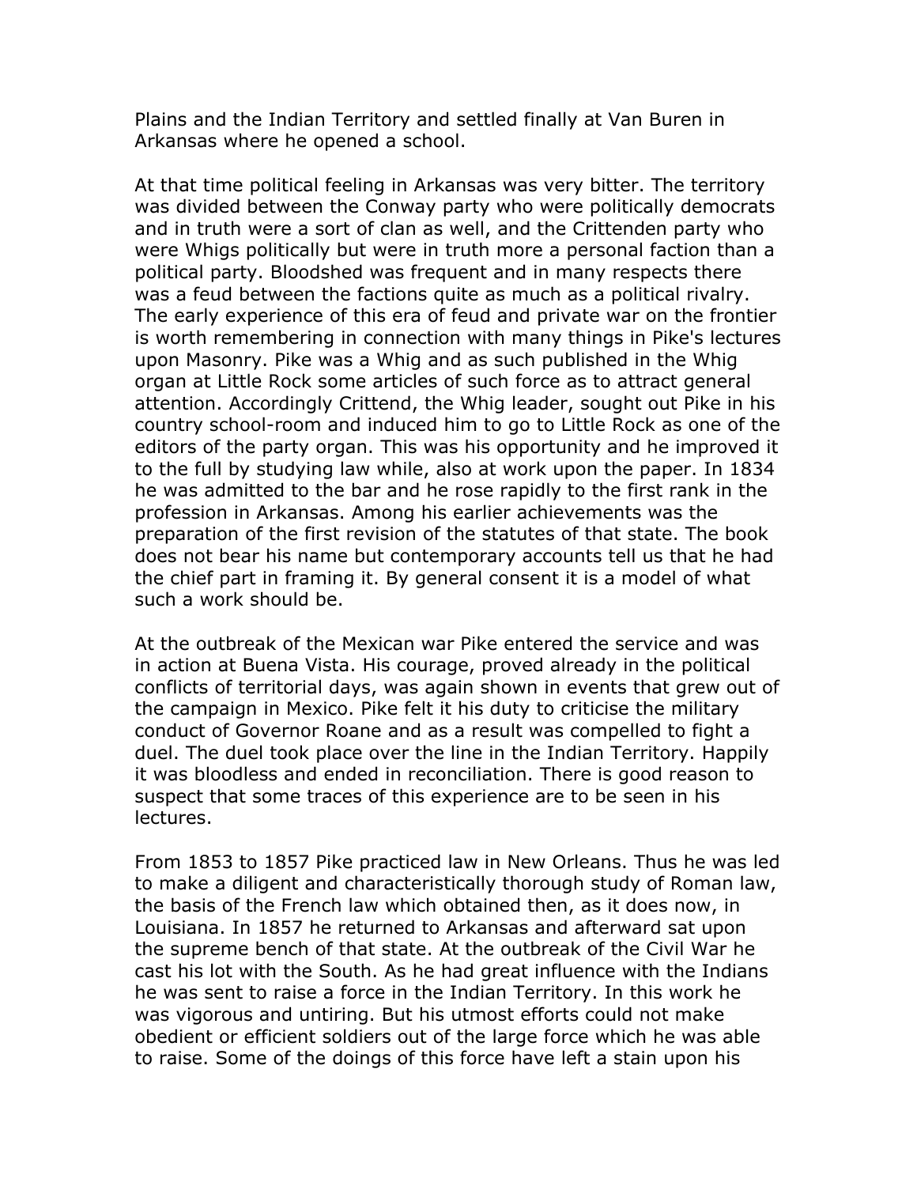Plains and the Indian Territory and settled finally at Van Buren in Arkansas where he opened a school.

At that time political feeling in Arkansas was very bitter. The territory was divided between the Conway party who were politically democrats and in truth were a sort of clan as well, and the Crittenden party who were Whigs politically but were in truth more a personal faction than a political party. Bloodshed was frequent and in many respects there was a feud between the factions quite as much as a political rivalry. The early experience of this era of feud and private war on the frontier is worth remembering in connection with many things in Pike's lectures upon Masonry. Pike was a Whig and as such published in the Whig organ at Little Rock some articles of such force as to attract general attention. Accordingly Crittend, the Whig leader, sought out Pike in his country school-room and induced him to go to Little Rock as one of the editors of the party organ. This was his opportunity and he improved it to the full by studying law while, also at work upon the paper. In 1834 he was admitted to the bar and he rose rapidly to the first rank in the profession in Arkansas. Among his earlier achievements was the preparation of the first revision of the statutes of that state. The book does not bear his name but contemporary accounts tell us that he had the chief part in framing it. By general consent it is a model of what such a work should be.

At the outbreak of the Mexican war Pike entered the service and was in action at Buena Vista. His courage, proved already in the political conflicts of territorial days, was again shown in events that grew out of the campaign in Mexico. Pike felt it his duty to criticise the military conduct of Governor Roane and as a result was compelled to fight a duel. The duel took place over the line in the Indian Territory. Happily it was bloodless and ended in reconciliation. There is good reason to suspect that some traces of this experience are to be seen in his lectures.

From 1853 to 1857 Pike practiced law in New Orleans. Thus he was led to make a diligent and characteristically thorough study of Roman law, the basis of the French law which obtained then, as it does now, in Louisiana. In 1857 he returned to Arkansas and afterward sat upon the supreme bench of that state. At the outbreak of the Civil War he cast his lot with the South. As he had great influence with the Indians he was sent to raise a force in the Indian Territory. In this work he was vigorous and untiring. But his utmost efforts could not make obedient or efficient soldiers out of the large force which he was able to raise. Some of the doings of this force have left a stain upon his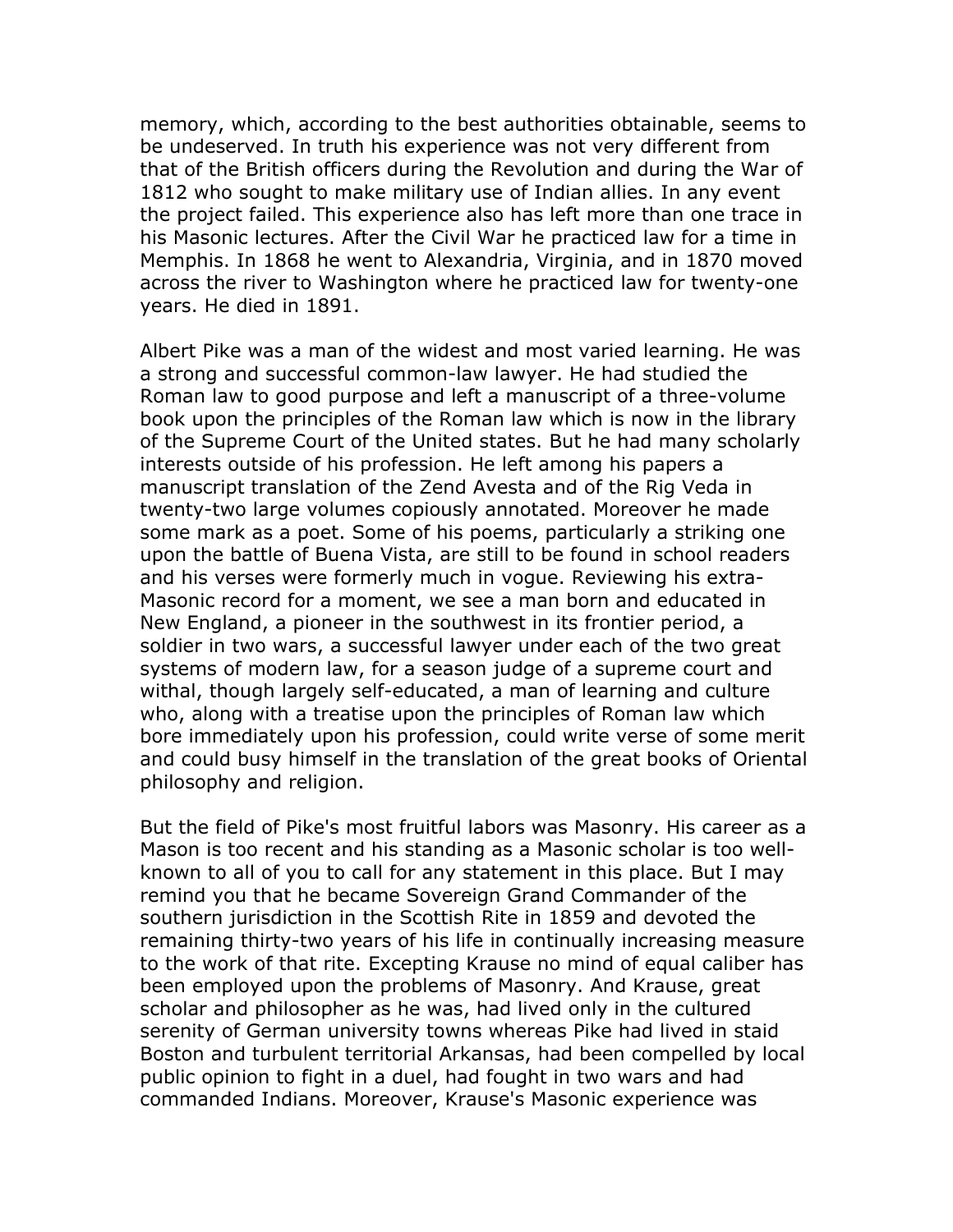memory, which, according to the best authorities obtainable, seems to be undeserved. In truth his experience was not very different from that of the British officers during the Revolution and during the War of 1812 who sought to make military use of Indian allies. In any event the project failed. This experience also has left more than one trace in his Masonic lectures. After the Civil War he practiced law for a time in Memphis. In 1868 he went to Alexandria, Virginia, and in 1870 moved across the river to Washington where he practiced law for twenty-one years. He died in 1891.

Albert Pike was a man of the widest and most varied learning. He was a strong and successful common-law lawyer. He had studied the Roman law to good purpose and left a manuscript of a three-volume book upon the principles of the Roman law which is now in the library of the Supreme Court of the United states. But he had many scholarly interests outside of his profession. He left among his papers a manuscript translation of the Zend Avesta and of the Rig Veda in twenty-two large volumes copiously annotated. Moreover he made some mark as a poet. Some of his poems, particularly a striking one upon the battle of Buena Vista, are still to be found in school readers and his verses were formerly much in vogue. Reviewing his extra-Masonic record for a moment, we see a man born and educated in New England, a pioneer in the southwest in its frontier period, a soldier in two wars, a successful lawyer under each of the two great systems of modern law, for a season judge of a supreme court and withal, though largely self-educated, a man of learning and culture who, along with a treatise upon the principles of Roman law which bore immediately upon his profession, could write verse of some merit and could busy himself in the translation of the great books of Oriental philosophy and religion.

But the field of Pike's most fruitful labors was Masonry. His career as a Mason is too recent and his standing as a Masonic scholar is too well-known to all of you to call for any statement in this place. But I may remind you that he became Sovereign Grand Commander of the southern jurisdiction in the Scottish Rite in 1859 and devoted the remaining thirty-two years of his life in continually increasing measure to the work of that rite. Excepting Krause no mind of equal caliber has been employed upon the problems of Masonry. And Krause, great scholar and philosopher as he was, had lived only in the cultured serenity of German university towns whereas Pike had lived in staid Boston and turbulent territorial Arkansas, had been compelled by local public opinion to fight in a duel, had fought in two wars and had commanded Indians. Moreover, Krause's Masonic experience was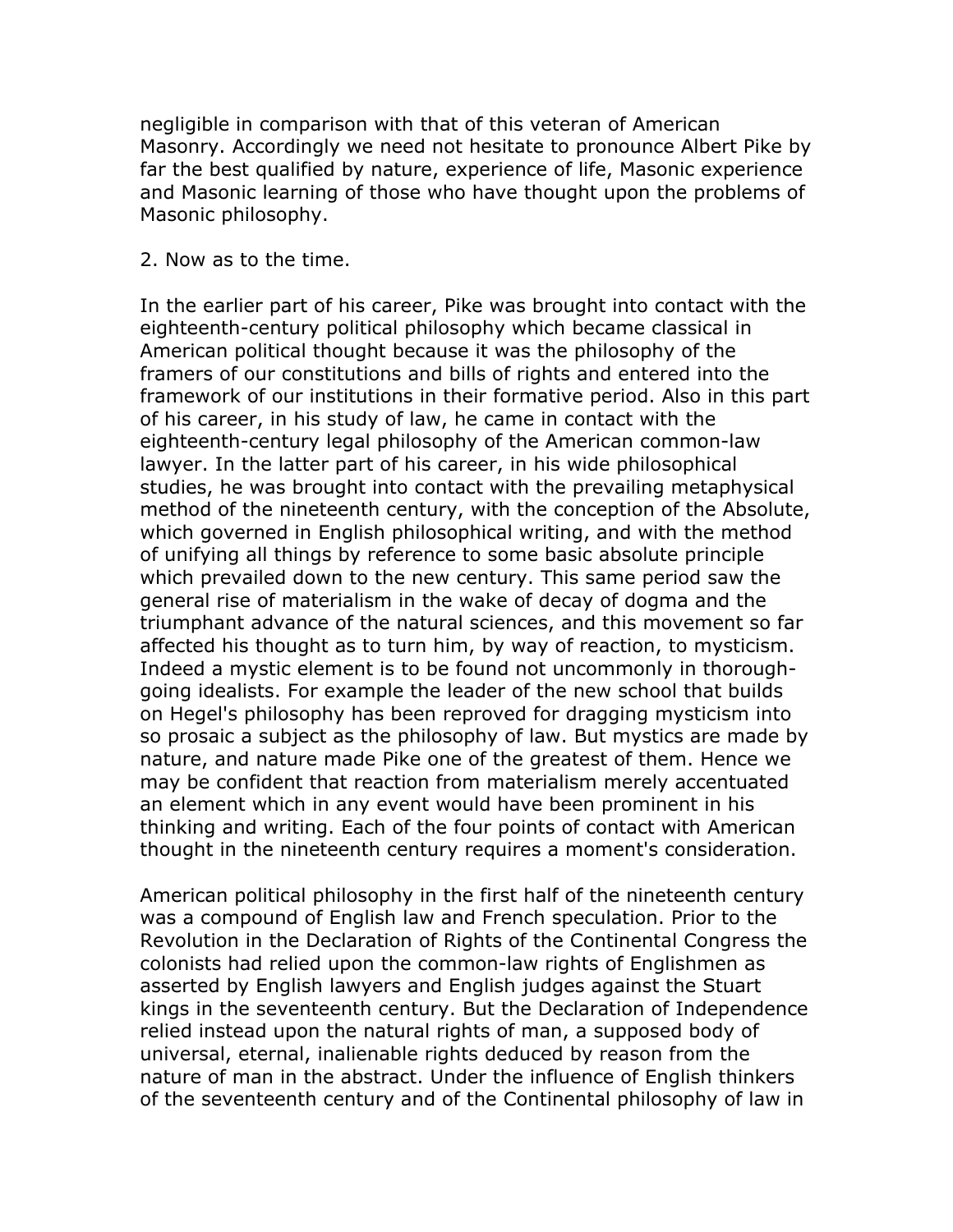negligible in comparison with that of this veteran of American Masonry. Accordingly we need not hesitate to pronounce Albert Pike by far the best qualified by nature, experience of life, Masonic experience and Masonic learning of those who have thought upon the problems of Masonic philosophy.

2. Now as to the time.

In the earlier part of his career, Pike was brought into contact with the eighteenth-century political philosophy which became classical in American political thought because it was the philosophy of the framers of our constitutions and bills of rights and entered into the framework of our institutions in their formative period. Also in this part of his career, in his study of law, he came in contact with the eighteenth-century legal philosophy of the American common-law lawyer. In the latter part of his career, in his wide philosophical studies, he was brought into contact with the prevailing metaphysical method of the nineteenth century, with the conception of the Absolute, which governed in English philosophical writing, and with the method of unifying all things by reference to some basic absolute principle which prevailed down to the new century. This same period saw the general rise of materialism in the wake of decay of dogma and the triumphant advance of the natural sciences, and this movement so far affected his thought as to turn him, by way of reaction, to mysticism. Indeed a mystic element is to be found not uncommonly in thorough-going idealists. For example the leader of the new school that builds on Hegel's philosophy has been reproved for dragging mysticism into so prosaic a subject as the philosophy of law. But mystics are made by nature, and nature made Pike one of the greatest of them. Hence we may be confident that reaction from materialism merely accentuated an element which in any event would have been prominent in his thinking and writing. Each of the four points of contact with American thought in the nineteenth century requires a moment's consideration.

American political philosophy in the first half of the nineteenth century was a compound of English law and French speculation. Prior to the Revolution in the Declaration of Rights of the Continental Congress the colonists had relied upon the common-law rights of Englishmen as asserted by English lawyers and English judges against the Stuart kings in the seventeenth century. But the Declaration of Independence relied instead upon the natural rights of man, a supposed body of universal, eternal, inalienable rights deduced by reason from the nature of man in the abstract. Under the influence of English thinkers of the seventeenth century and of the Continental philosophy of law in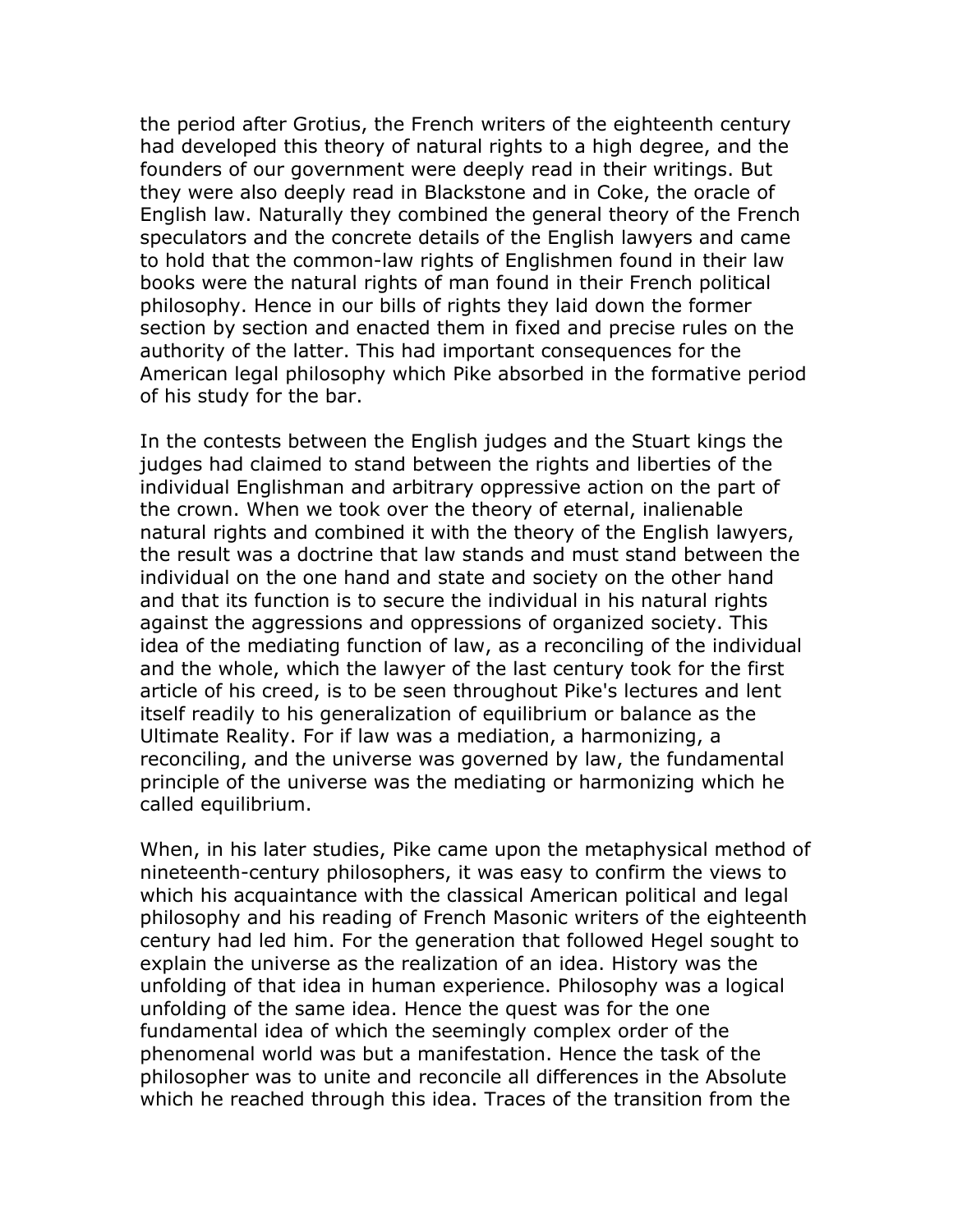the period after Grotius, the French writers of the eighteenth century had developed this theory of natural rights to a high degree, and the founders of our government were deeply read in their writings. But they were also deeply read in Blackstone and in Coke, the oracle of English law. Naturally they combined the general theory of the French speculators and the concrete details of the English lawyers and came to hold that the common-law rights of Englishmen found in their law books were the natural rights of man found in their French political philosophy. Hence in our bills of rights they laid down the former section by section and enacted them in fixed and precise rules on the authority of the latter. This had important consequences for the American legal philosophy which Pike absorbed in the formative period of his study for the bar.

In the contests between the English judges and the Stuart kings the judges had claimed to stand between the rights and liberties of the individual Englishman and arbitrary oppressive action on the part of the crown. When we took over the theory of eternal, inalienable natural rights and combined it with the theory of the English lawyers, the result was a doctrine that law stands and must stand between the individual on the one hand and state and society on the other hand and that its function is to secure the individual in his natural rights against the aggressions and oppressions of organized society. This idea of the mediating function of law, as a reconciling of the individual and the whole, which the lawyer of the last century took for the first article of his creed, is to be seen throughout Pike's lectures and lent itself readily to his generalization of equilibrium or balance as the Ultimate Reality. For if law was a mediation, a harmonizing, a reconciling, and the universe was governed by law, the fundamental principle of the universe was the mediating or harmonizing which he called equilibrium.

When, in his later studies, Pike came upon the metaphysical method of nineteenth-century philosophers, it was easy to confirm the views to which his acquaintance with the classical American political and legal philosophy and his reading of French Masonic writers of the eighteenth century had led him. For the generation that followed Hegel sought to explain the universe as the realization of an idea. History was the unfolding of that idea in human experience. Philosophy was a logical unfolding of the same idea. Hence the quest was for the one fundamental idea of which the seemingly complex order of the phenomenal world was but a manifestation. Hence the task of the philosopher was to unite and reconcile all differences in the Absolute which he reached through this idea. Traces of the transition from the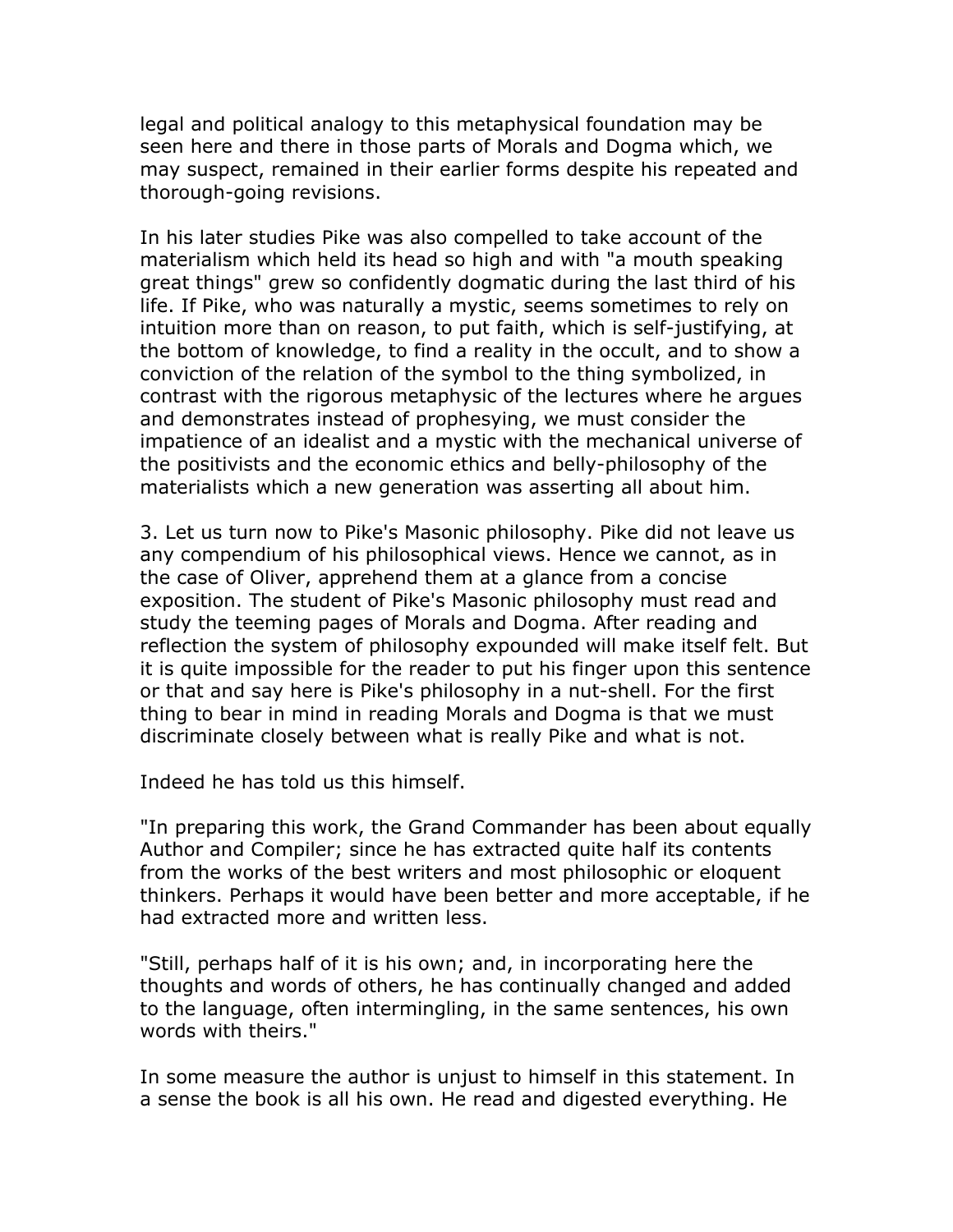legal and political analogy to this metaphysical foundation may be seen here and there in those parts of Morals and Dogma which, we may suspect, remained in their earlier forms despite his repeated and thorough-going revisions.

In his later studies Pike was also compelled to take account of the materialism which held its head so high and with "a mouth speaking great things" grew so confidently dogmatic during the last third of his life. If Pike, who was naturally a mystic, seems sometimes to rely on intuition more than on reason, to put faith, which is self-justifying, at the bottom of knowledge, to find a reality in the occult, and to show a conviction of the relation of the symbol to the thing symbolized, in contrast with the rigorous metaphysic of the lectures where he argues and demonstrates instead of prophesying, we must consider the impatience of an idealist and a mystic with the mechanical universe of the positivists and the economic ethics and belly-philosophy of the materialists which a new generation was asserting all about him.

3. Let us turn now to Pike's Masonic philosophy. Pike did not leave us any compendium of his philosophical views. Hence we cannot, as in the case of Oliver, apprehend them at a glance from a concise exposition. The student of Pike's Masonic philosophy must read and study the teeming pages of Morals and Dogma. After reading and reflection the system of philosophy expounded will make itself felt. But it is quite impossible for the reader to put his finger upon this sentence or that and say here is Pike's philosophy in a nut-shell. For the first thing to bear in mind in reading Morals and Dogma is that we must discriminate closely between what is really Pike and what is not.

Indeed he has told us this himself.

"In preparing this work, the Grand Commander has been about equally Author and Compiler; since he has extracted quite half its contents from the works of the best writers and most philosophic or eloquent thinkers. Perhaps it would have been better and more acceptable, if he had extracted more and written less.

"Still, perhaps half of it is his own; and, in incorporating here the thoughts and words of others, he has continually changed and added to the language, often intermingling, in the same sentences, his own words with theirs."

In some measure the author is unjust to himself in this statement. In a sense the book is all his own. He read and digested everything. He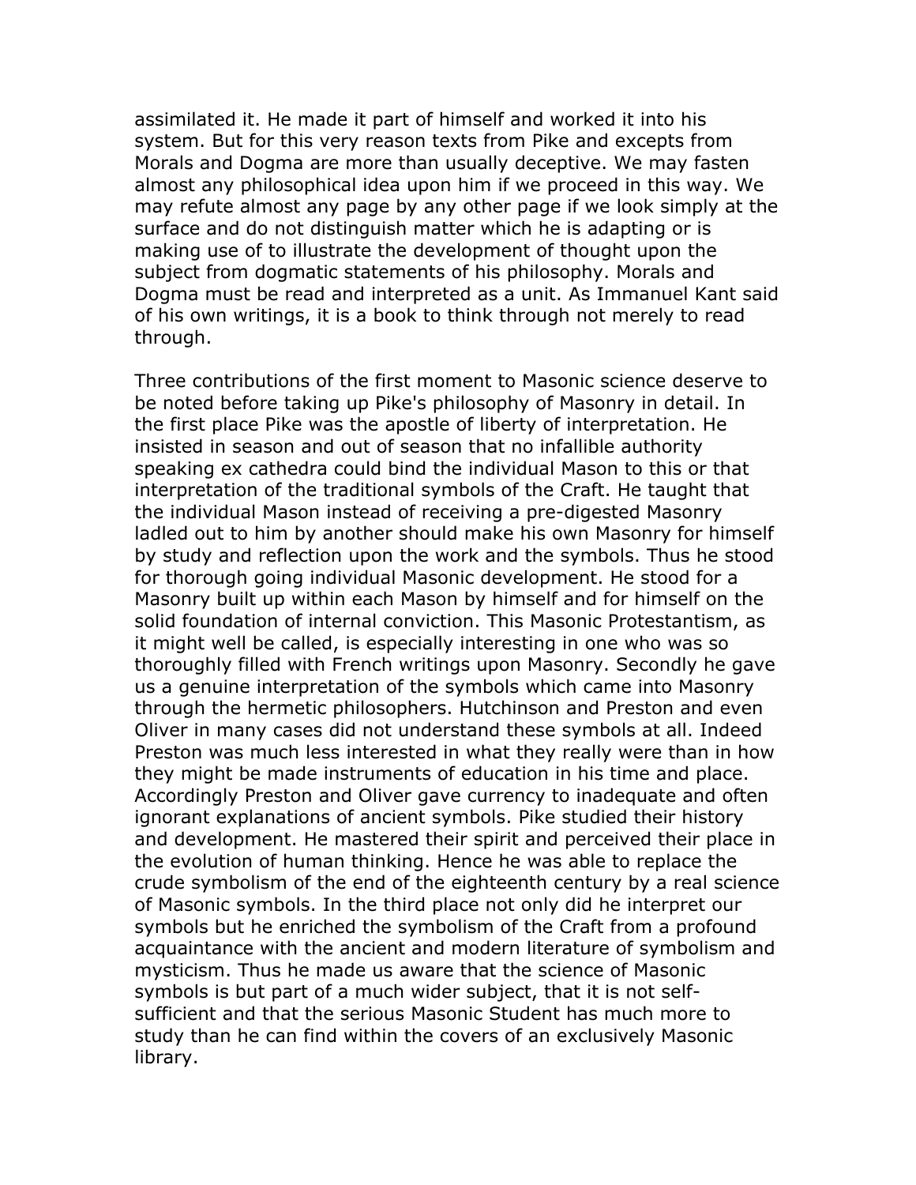assimilated it. He made it part of himself and worked it into his system. But for this very reason texts from Pike and excepts from Morals and Dogma are more than usually deceptive. We may fasten almost any philosophical idea upon him if we proceed in this way. We may refute almost any page by any other page if we look simply at the surface and do not distinguish matter which he is adapting or is making use of to illustrate the development of thought upon the subject from dogmatic statements of his philosophy. Morals and Dogma must be read and interpreted as a unit. As Immanuel Kant said of his own writings, it is a book to think through not merely to read through.

Three contributions of the first moment to Masonic science deserve to be noted before taking up Pike's philosophy of Masonry in detail. In the first place Pike was the apostle of liberty of interpretation. He insisted in season and out of season that no infallible authority speaking ex cathedra could bind the individual Mason to this or that interpretation of the traditional symbols of the Craft. He taught that the individual Mason instead of receiving a pre-digested Masonry ladled out to him by another should make his own Masonry for himself by study and reflection upon the work and the symbols. Thus he stood for thorough going individual Masonic development. He stood for a Masonry built up within each Mason by himself and for himself on the solid foundation of internal conviction. This Masonic Protestantism, as it might well be called, is especially interesting in one who was so thoroughly filled with French writings upon Masonry. Secondly he gave us a genuine interpretation of the symbols which came into Masonry through the hermetic philosophers. Hutchinson and Preston and even Oliver in many cases did not understand these symbols at all. Indeed Preston was much less interested in what they really were than in how they might be made instruments of education in his time and place. Accordingly Preston and Oliver gave currency to inadequate and often ignorant explanations of ancient symbols. Pike studied their history and development. He mastered their spirit and perceived their place in the evolution of human thinking. Hence he was able to replace the crude symbolism of the end of the eighteenth century by a real science of Masonic symbols. In the third place not only did he interpret our symbols but he enriched the symbolism of the Craft from a profound acquaintance with the ancient and modern literature of symbolism and mysticism. Thus he made us aware that the science of Masonic symbols is but part of a much wider subject, that it is not self-sufficient and that the serious Masonic Student has much more to study than he can find within the covers of an exclusively Masonic library.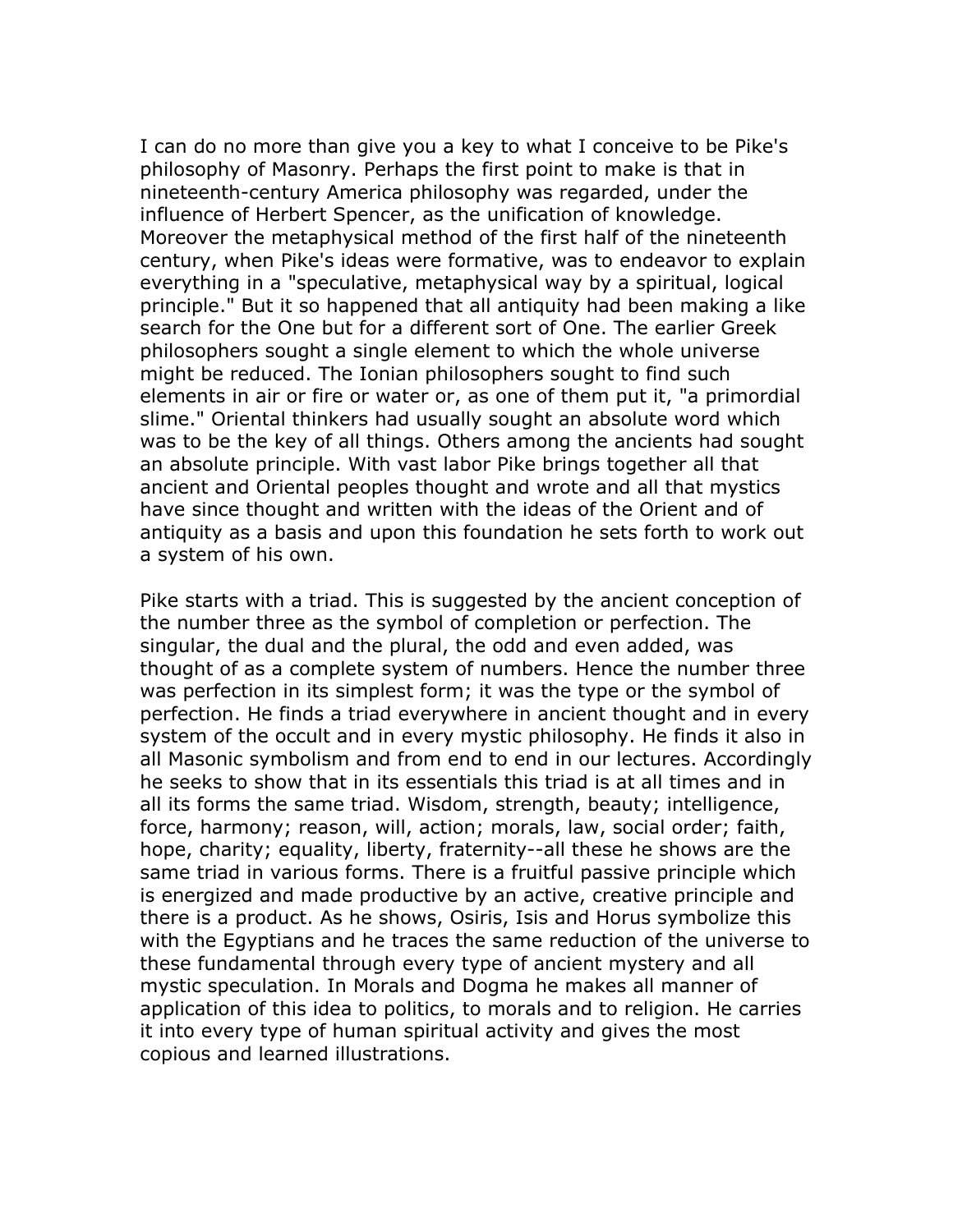I can do no more than give you a key to what I conceive to be Pike's philosophy of Masonry. Perhaps the first point to make is that in nineteenth-century America philosophy was regarded, under the influence of Herbert Spencer, as the unification of knowledge. Moreover the metaphysical method of the first half of the nineteenth century, when Pike's ideas were formative, was to endeavor to explain everything in a "speculative, metaphysical way by a spiritual, logical principle." But it so happened that all antiquity had been making a like search for the One but for a different sort of One. The earlier Greek philosophers sought a single element to which the whole universe might be reduced. The Ionian philosophers sought to find such elements in air or fire or water or, as one of them put it, "a primordial slime." Oriental thinkers had usually sought an absolute word which was to be the key of all things. Others among the ancients had sought an absolute principle. With vast labor Pike brings together all that ancient and Oriental peoples thought and wrote and all that mystics have since thought and written with the ideas of the Orient and of antiquity as a basis and upon this foundation he sets forth to work out a system of his own.

Pike starts with a triad. This is suggested by the ancient conception of the number three as the symbol of completion or perfection. The singular, the dual and the plural, the odd and even added, was thought of as a complete system of numbers. Hence the number three was perfection in its simplest form; it was the type or the symbol of perfection. He finds a triad everywhere in ancient thought and in every system of the occult and in every mystic philosophy. He finds it also in all Masonic symbolism and from end to end in our lectures. Accordingly he seeks to show that in its essentials this triad is at all times and in all its forms the same triad. Wisdom, strength, beauty; intelligence, force, harmony; reason, will, action; morals, law, social order; faith, hope, charity; equality, liberty, fraternity--all these he shows are the same triad in various forms. There is a fruitful passive principle which is energized and made productive by an active, creative principle and there is a product. As he shows, Osiris, Isis and Horus symbolize this with the Egyptians and he traces the same reduction of the universe to these fundamental through every type of ancient mystery and all mystic speculation. In Morals and Dogma he makes all manner of application of this idea to politics, to morals and to religion. He carries it into every type of human spiritual activity and gives the most copious and learned illustrations.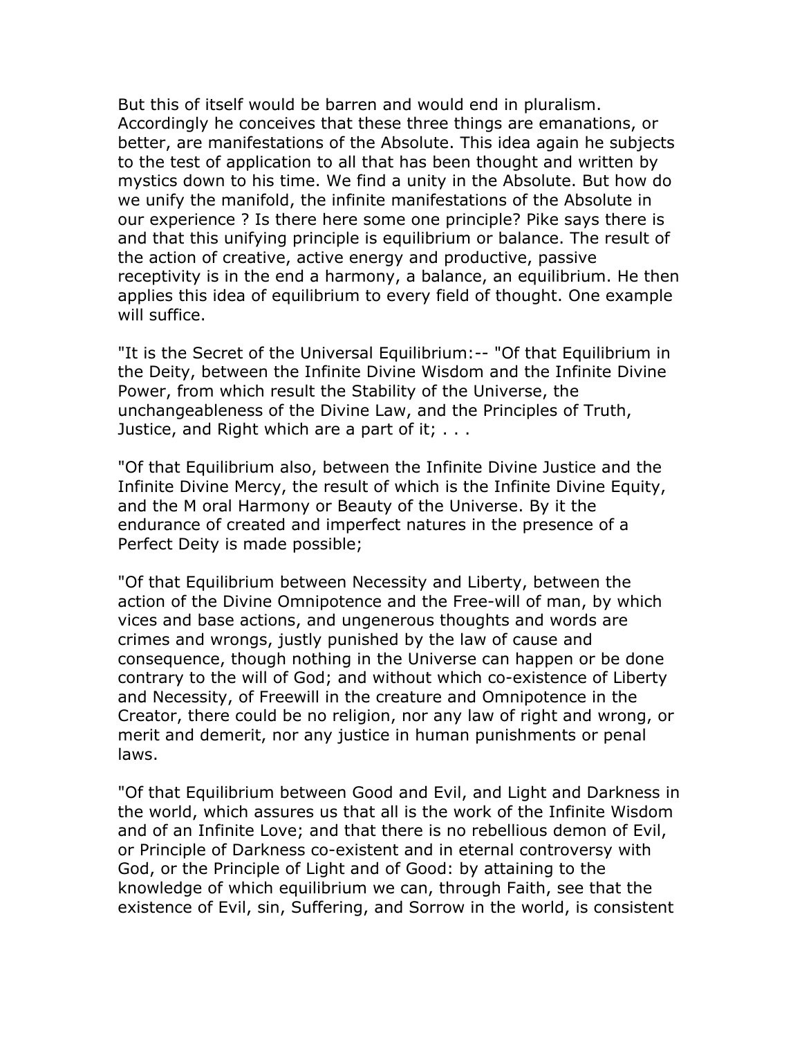But this of itself would be barren and would end in pluralism. Accordingly he conceives that these three things are emanations, or better, are manifestations of the Absolute. This idea again he subjects to the test of application to all that has been thought and written by mystics down to his time. We find a unity in the Absolute. But how do we unify the manifold, the infinite manifestations of the Absolute in our experience ? Is there here some one principle? Pike says there is and that this unifying principle is equilibrium or balance. The result of the action of creative, active energy and productive, passive receptivity is in the end a harmony, a balance, an equilibrium. He then applies this idea of equilibrium to every field of thought. One example will suffice.

"It is the Secret of the Universal Equilibrium:-- "Of that Equilibrium in the Deity, between the Infinite Divine Wisdom and the Infinite Divine Power, from which result the Stability of the Universe, the unchangeableness of the Divine Law, and the Principles of Truth, Justice, and Right which are a part of it; . . .

"Of that Equilibrium also, between the Infinite Divine Justice and the Infinite Divine Mercy, the result of which is the Infinite Divine Equity, and the M oral Harmony or Beauty of the Universe. By it the endurance of created and imperfect natures in the presence of a Perfect Deity is made possible;

"Of that Equilibrium between Necessity and Liberty, between the action of the Divine Omnipotence and the Free-will of man, by which vices and base actions, and ungenerous thoughts and words are crimes and wrongs, justly punished by the law of cause and consequence, though nothing in the Universe can happen or be done contrary to the will of God; and without which co-existence of Liberty and Necessity, of Freewill in the creature and Omnipotence in the Creator, there could be no religion, nor any law of right and wrong, or merit and demerit, nor any justice in human punishments or penal laws.

"Of that Equilibrium between Good and Evil, and Light and Darkness in the world, which assures us that all is the work of the Infinite Wisdom and of an Infinite Love; and that there is no rebellious demon of Evil, or Principle of Darkness co-existent and in eternal controversy with God, or the Principle of Light and of Good: by attaining to the knowledge of which equilibrium we can, through Faith, see that the existence of Evil, sin, Suffering, and Sorrow in the world, is consistent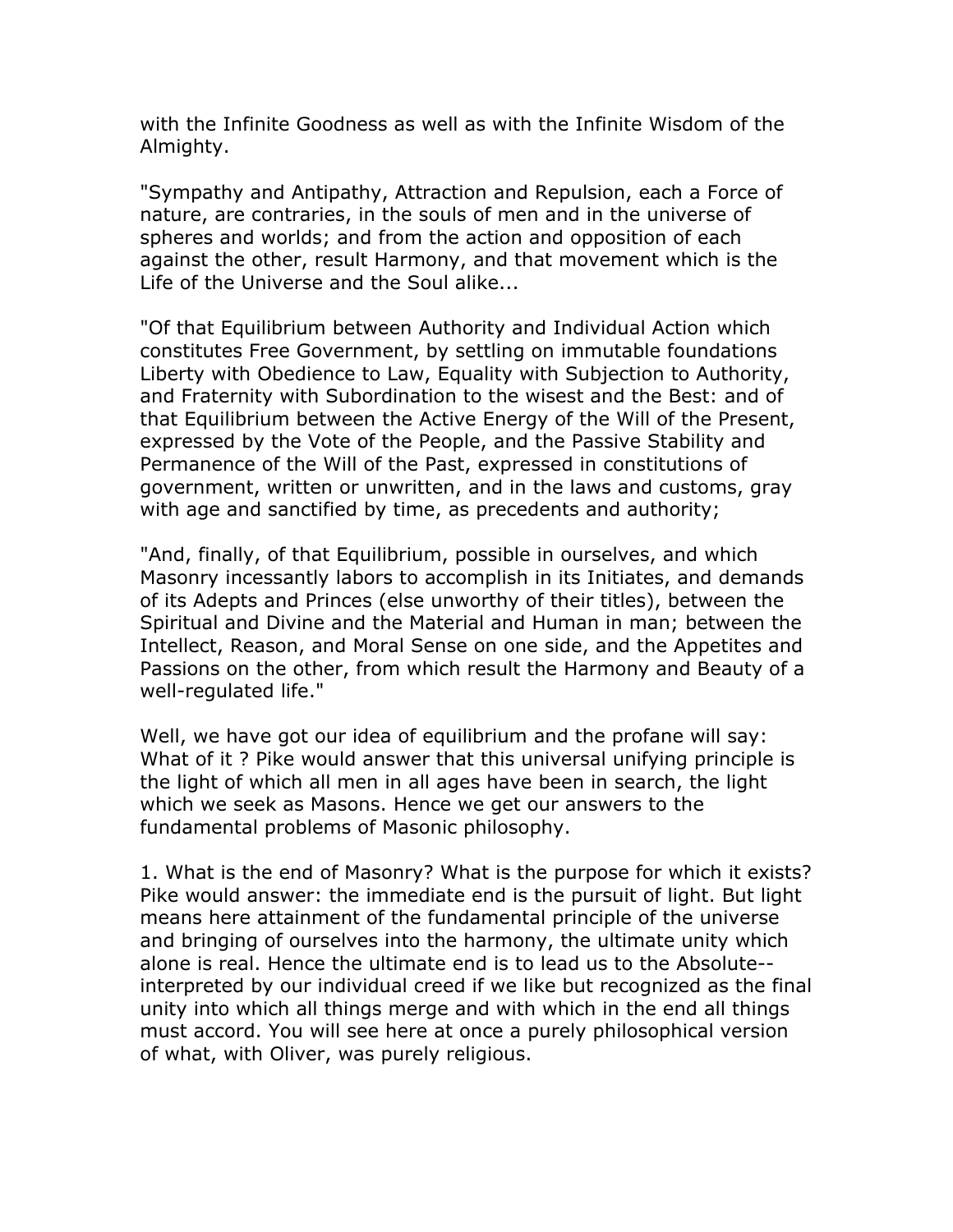with the Infinite Goodness as well as with the Infinite Wisdom of the Almighty.

"Sympathy and Antipathy, Attraction and Repulsion, each a Force of nature, are contraries, in the souls of men and in the universe of spheres and worlds; and from the action and opposition of each against the other, result Harmony, and that movement which is the Life of the Universe and the Soul alike...

"Of that Equilibrium between Authority and Individual Action which constitutes Free Government, by settling on immutable foundations Liberty with Obedience to Law, Equality with Subjection to Authority, and Fraternity with Subordination to the wisest and the Best: and of that Equilibrium between the Active Energy of the Will of the Present, expressed by the Vote of the People, and the Passive Stability and Permanence of the Will of the Past, expressed in constitutions of government, written or unwritten, and in the laws and customs, gray with age and sanctified by time, as precedents and authority;

"And, finally, of that Equilibrium, possible in ourselves, and which Masonry incessantly labors to accomplish in its Initiates, and demands of its Adepts and Princes (else unworthy of their titles), between the Spiritual and Divine and the Material and Human in man; between the Intellect, Reason, and Moral Sense on one side, and the Appetites and Passions on the other, from which result the Harmony and Beauty of a well-regulated life."

Well, we have got our idea of equilibrium and the profane will say: What of it ? Pike would answer that this universal unifying principle is the light of which all men in all ages have been in search, the light which we seek as Masons. Hence we get our answers to the fundamental problems of Masonic philosophy.

1. What is the end of Masonry? What is the purpose for which it exists? Pike would answer: the immediate end is the pursuit of light. But light means here attainment of the fundamental principle of the universe and bringing of ourselves into the harmony, the ultimate unity which alone is real. Hence the ultimate end is to lead us to the Absolute--interpreted by our individual creed if we like but recognized as the final unity into which all things merge and with which in the end all things must accord. You will see here at once a purely philosophical version of what, with Oliver, was purely religious.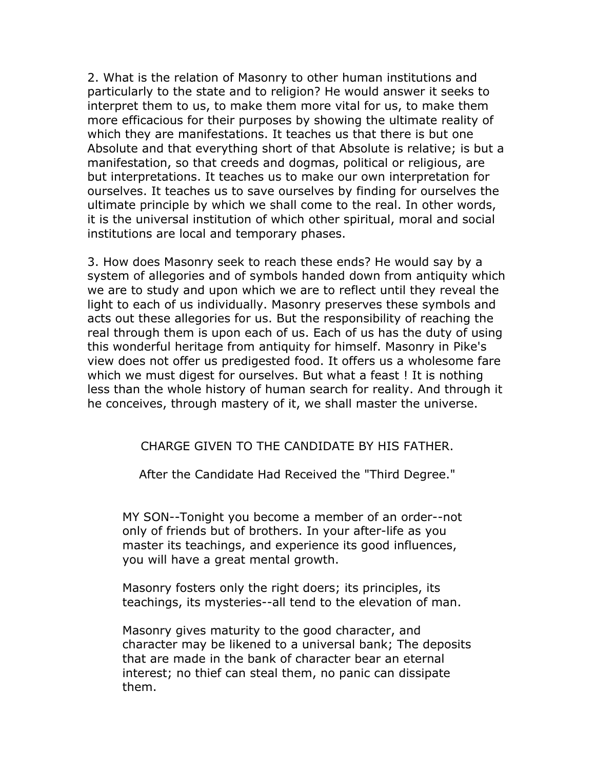2. What is the relation of Masonry to other human institutions and particularly to the state and to religion? He would answer it seeks to interpret them to us, to make them more vital for us, to make them more efficacious for their purposes by showing the ultimate reality of which they are manifestations. It teaches us that there is but one Absolute and that everything short of that Absolute is relative; is but a manifestation, so that creeds and dogmas, political or religious, are but interpretations. It teaches us to make our own interpretation for ourselves. It teaches us to save ourselves by finding for ourselves the ultimate principle by which we shall come to the real. In other words, it is the universal institution of which other spiritual, moral and social institutions are local and temporary phases.

3. How does Masonry seek to reach these ends? He would say by a system of allegories and of symbols handed down from antiquity which we are to study and upon which we are to reflect until they reveal the light to each of us individually. Masonry preserves these symbols and acts out these allegories for us. But the responsibility of reaching the real through them is upon each of us. Each of us has the duty of using this wonderful heritage from antiquity for himself. Masonry in Pike's view does not offer us predigested food. It offers us a wholesome fare which we must digest for ourselves. But what a feast ! It is nothing less than the whole history of human search for reality. And through it he conceives, through mastery of it, we shall master the universe.

## CHARGE GIVEN TO THE CANDIDATE BY HIS FATHER.

### After the Candidate Had Received the "Third Degree."

> MY SON--Tonight you become a member of an order--not only of friends but of brothers. In your after-life as you master its teachings, and experience its good influences, you will have a great mental growth.
>
> Masonry fosters only the right doers; its principles, its teachings, its mysteries--all tend to the elevation of man.
>
> Masonry gives maturity to the good character, and character may be likened to a universal bank; The deposits that are made in the bank of character bear an eternal interest; no thief can steal them, no panic can dissipate them.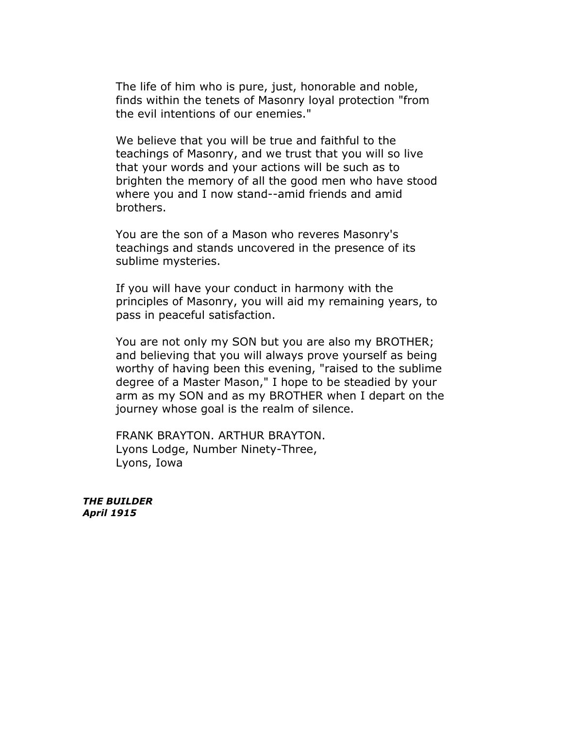The life of him who is pure, just, honorable and noble, finds within the tenets of Masonry loyal protection "from the evil intentions of our enemies."

We believe that you will be true and faithful to the teachings of Masonry, and we trust that you will so live that your words and your actions will be such as to brighten the memory of all the good men who have stood where you and I now stand--amid friends and amid brothers.

You are the son of a Mason who reveres Masonry's teachings and stands uncovered in the presence of its sublime mysteries.

If you will have your conduct in harmony with the principles of Masonry, you will aid my remaining years, to pass in peaceful satisfaction.

You are not only my SON but you are also my BROTHER; and believing that you will always prove yourself as being worthy of having been this evening, "raised to the sublime degree of a Master Mason," I hope to be steadied by your arm as my SON and as my BROTHER when I depart on the journey whose goal is the realm of silence.

FRANK BRAYTON. ARTHUR BRAYTON.
Lyons Lodge, Number Ninety-Three,
Lyons, Iowa

***THE BUILDER***
***April 1915***